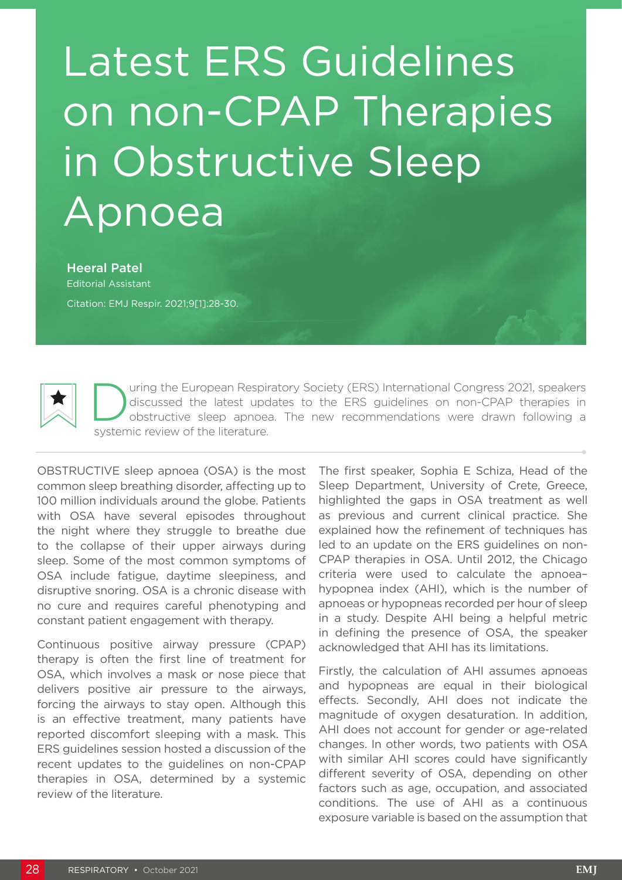# Latest ERS Guidelines on non-CPAP Therapies in Obstructive Sleep Apnoea

**Heeral Patel**
Editorial Assistant

Citation: EMJ Respir. 2021;9[1]:28-30.

During the European Respiratory Society (ERS) International Congress 2021, speakers discussed the latest updates to the ERS guidelines on non-CPAP therapies in obstructive sleep apnoea. The new recommendations were drawn following a systemic review of the literature.

OBSTRUCTIVE sleep apnoea (OSA) is the most common sleep breathing disorder, affecting up to 100 million individuals around the globe. Patients with OSA have several episodes throughout the night where they struggle to breathe due to the collapse of their upper airways during sleep. Some of the most common symptoms of OSA include fatigue, daytime sleepiness, and disruptive snoring. OSA is a chronic disease with no cure and requires careful phenotyping and constant patient engagement with therapy.

Continuous positive airway pressure (CPAP) therapy is often the first line of treatment for OSA, which involves a mask or nose piece that delivers positive air pressure to the airways, forcing the airways to stay open. Although this is an effective treatment, many patients have reported discomfort sleeping with a mask. This ERS guidelines session hosted a discussion of the recent updates to the guidelines on non-CPAP therapies in OSA, determined by a systemic review of the literature.

The first speaker, Sophia E Schiza, Head of the Sleep Department, University of Crete, Greece, highlighted the gaps in OSA treatment as well as previous and current clinical practice. She explained how the refinement of techniques has led to an update on the ERS guidelines on non-CPAP therapies in OSA. Until 2012, the Chicago criteria were used to calculate the apnoea–hypopnea index (AHI), which is the number of apnoeas or hypopneas recorded per hour of sleep in a study. Despite AHI being a helpful metric in defining the presence of OSA, the speaker acknowledged that AHI has its limitations.

Firstly, the calculation of AHI assumes apnoeas and hypopneas are equal in their biological effects. Secondly, AHI does not indicate the magnitude of oxygen desaturation. In addition, AHI does not account for gender or age-related changes. In other words, two patients with OSA with similar AHI scores could have significantly different severity of OSA, depending on other factors such as age, occupation, and associated conditions. The use of AHI as a continuous exposure variable is based on the assumption that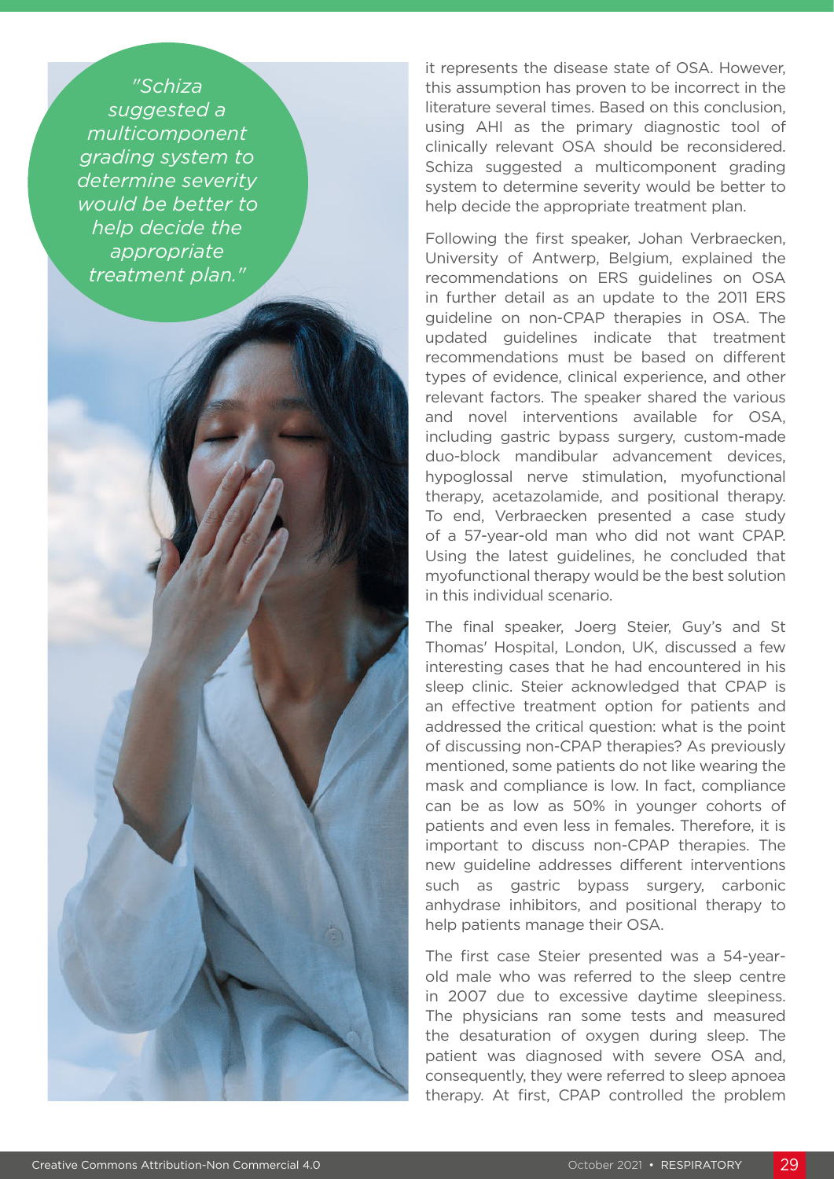> *"Schiza suggested a multicomponent grading system to determine severity would be better to help decide the appropriate treatment plan."*

it represents the disease state of OSA. However, this assumption has proven to be incorrect in the literature several times. Based on this conclusion, using AHI as the primary diagnostic tool of clinically relevant OSA should be reconsidered. Schiza suggested a multicomponent grading system to determine severity would be better to help decide the appropriate treatment plan.

Following the first speaker, Johan Verbraecken, University of Antwerp, Belgium, explained the recommendations on ERS guidelines on OSA in further detail as an update to the 2011 ERS guideline on non-CPAP therapies in OSA. The updated guidelines indicate that treatment recommendations must be based on different types of evidence, clinical experience, and other relevant factors. The speaker shared the various and novel interventions available for OSA, including gastric bypass surgery, custom-made duo-block mandibular advancement devices, hypoglossal nerve stimulation, myofunctional therapy, acetazolamide, and positional therapy. To end, Verbraecken presented a case study of a 57-year-old man who did not want CPAP. Using the latest guidelines, he concluded that myofunctional therapy would be the best solution in this individual scenario.

The final speaker, Joerg Steier, Guy's and St Thomas' Hospital, London, UK, discussed a few interesting cases that he had encountered in his sleep clinic. Steier acknowledged that CPAP is an effective treatment option for patients and addressed the critical question: what is the point of discussing non-CPAP therapies? As previously mentioned, some patients do not like wearing the mask and compliance is low. In fact, compliance can be as low as 50% in younger cohorts of patients and even less in females. Therefore, it is important to discuss non-CPAP therapies. The new guideline addresses different interventions such as gastric bypass surgery, carbonic anhydrase inhibitors, and positional therapy to help patients manage their OSA.

The first case Steier presented was a 54-year-old male who was referred to the sleep centre in 2007 due to excessive daytime sleepiness. The physicians ran some tests and measured the desaturation of oxygen during sleep. The patient was diagnosed with severe OSA and, consequently, they were referred to sleep apnoea therapy. At first, CPAP controlled the problem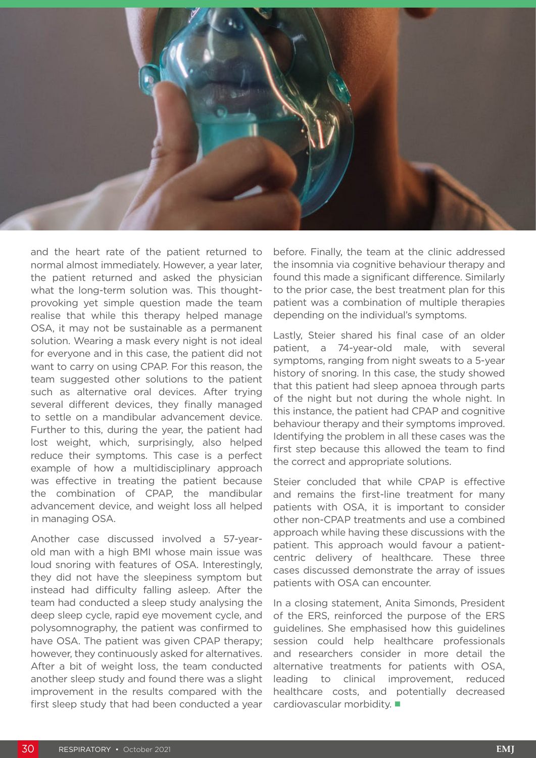and the heart rate of the patient returned to normal almost immediately. However, a year later, the patient returned and asked the physician what the long-term solution was. This thought-provoking yet simple question made the team realise that while this therapy helped manage OSA, it may not be sustainable as a permanent solution. Wearing a mask every night is not ideal for everyone and in this case, the patient did not want to carry on using CPAP. For this reason, the team suggested other solutions to the patient such as alternative oral devices. After trying several different devices, they finally managed to settle on a mandibular advancement device. Further to this, during the year, the patient had lost weight, which, surprisingly, also helped reduce their symptoms. This case is a perfect example of how a multidisciplinary approach was effective in treating the patient because the combination of CPAP, the mandibular advancement device, and weight loss all helped in managing OSA.

Another case discussed involved a 57-year-old man with a high BMI whose main issue was loud snoring with features of OSA. Interestingly, they did not have the sleepiness symptom but instead had difficulty falling asleep. After the team had conducted a sleep study analysing the deep sleep cycle, rapid eye movement cycle, and polysomnography, the patient was confirmed to have OSA. The patient was given CPAP therapy; however, they continuously asked for alternatives. After a bit of weight loss, the team conducted another sleep study and found there was a slight improvement in the results compared with the first sleep study that had been conducted a year before. Finally, the team at the clinic addressed the insomnia via cognitive behaviour therapy and found this made a significant difference. Similarly to the prior case, the best treatment plan for this patient was a combination of multiple therapies depending on the individual's symptoms.

Lastly, Steier shared his final case of an older patient, a 74-year-old male, with several symptoms, ranging from night sweats to a 5-year history of snoring. In this case, the study showed that this patient had sleep apnoea through parts of the night but not during the whole night. In this instance, the patient had CPAP and cognitive behaviour therapy and their symptoms improved. Identifying the problem in all these cases was the first step because this allowed the team to find the correct and appropriate solutions.

Steier concluded that while CPAP is effective and remains the first-line treatment for many patients with OSA, it is important to consider other non-CPAP treatments and use a combined approach while having these discussions with the patient. This approach would favour a patient-centric delivery of healthcare. These three cases discussed demonstrate the array of issues patients with OSA can encounter.

In a closing statement, Anita Simonds, President of the ERS, reinforced the purpose of the ERS guidelines. She emphasised how this guidelines session could help healthcare professionals and researchers consider in more detail the alternative treatments for patients with OSA, leading to clinical improvement, reduced healthcare costs, and potentially decreased cardiovascular morbidity. ■